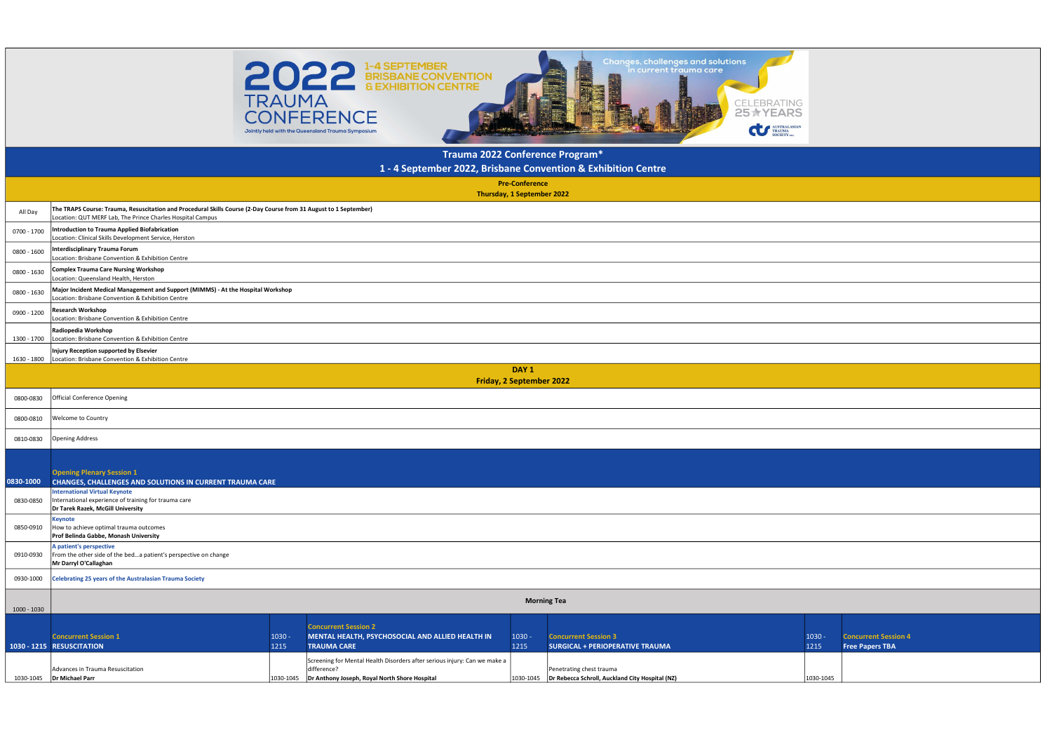# 2022 TRAUMA CONFERENCE

1-4 SEPTEMBER BRISBANE CONVENTION & EXHIBITION CENTRE

Jointly held with the Queensland Trauma Symposium

Changes, challenges and solutions in current trauma care

CELEBRATING 25 YEARS

Australasian Trauma Society

## Trauma 2022 Conference Program*

### 1 - 4 September 2022, Brisbane Convention & Exhibition Centre

### Pre-Conference
**Thursday, 1 September 2022**

| Time | Session |
|---|---|
| All Day | **The TRAPS Course: Trauma, Resuscitation and Procedural Skills Course (2-Day Course from 31 August to 1 September)**<br>Location: QUT MERF Lab, The Prince Charles Hospital Campus |
| 0700 - 1700 | **Introduction to Trauma Applied Biofabrication**<br>Location: Clinical Skills Development Service, Herston |
| 0800 - 1600 | **Interdisciplinary Trauma Forum**<br>Location: Brisbane Convention & Exhibition Centre |
| 0800 - 1630 | **Complex Trauma Care Nursing Workshop**<br>Location: Queensland Health, Herston |
| 0800 - 1630 | **Major Incident Medical Management and Support (MIMMS) - At the Hospital Workshop**<br>Location: Brisbane Convention & Exhibition Centre |
| 0900 - 1200 | **Research Workshop**<br>Location: Brisbane Convention & Exhibition Centre |
| 1300 - 1700 | **Radiopedia Workshop**<br>Location: Brisbane Convention & Exhibition Centre |
| 1630 - 1800 | **Injury Reception supported by Elsevier**<br>Location: Brisbane Convention & Exhibition Centre |

### DAY 1
**Friday, 2 September 2022**

| Time | Session |
|---|---|
| 0800-0830 | Official Conference Opening |
| 0800-0810 | Welcome to Country |
| 0810-0830 | Opening Address |
| **0830-1000** | **Opening Plenary Session 1**<br>**CHANGES, CHALLENGES AND SOLUTIONS IN CURRENT TRAUMA CARE** |
| 0830-0850 | **International Virtual Keynote**<br>International experience of training for trauma care<br>**Dr Tarek Razek, McGill University** |
| 0850-0910 | **Keynote**<br>How to achieve optimal trauma outcomes<br>**Prof Belinda Gabbe, Monash University** |
| 0910-0930 | **A patient's perspective**<br>From the other side of the bed…a patient's perspective on change<br>**Mr Darryl O'Callaghan** |
| 0930-1000 | **Celebrating 25 years of the Australasian Trauma Society** |
| 1000 - 1030 | **Morning Tea** |

| Time | Concurrent Session 1 | Time | Concurrent Session 2 | Time | Concurrent Session 3 | Time | Concurrent Session 4 |
|---|---|---|---|---|---|---|---|
| **1030 - 1215** | **Concurrent Session 1**<br>**RESUSCITATION** | 1030 - 1215 | **Concurrent Session 2**<br>**MENTAL HEALTH, PSYCHOSOCIAL AND ALLIED HEALTH IN TRAUMA CARE** | 1030 - 1215 | **Concurrent Session 3**<br>**SURGICAL + PERIOPERATIVE TRAUMA** | 1030 - 1215 | **Concurrent Session 4**<br>**Free Papers TBA** |
| 1030-1045 | Advances in Trauma Resuscitation<br>**Dr Michael Parr** | 1030-1045 | Screening for Mental Health Disorders after serious injury: Can we make a difference?<br>**Dr Anthony Joseph, Royal North Shore Hospital** | 1030-1045 | Penetrating chest trauma<br>**Dr Rebecca Schroll, Auckland City Hospital (NZ)** | 1030-1045 | |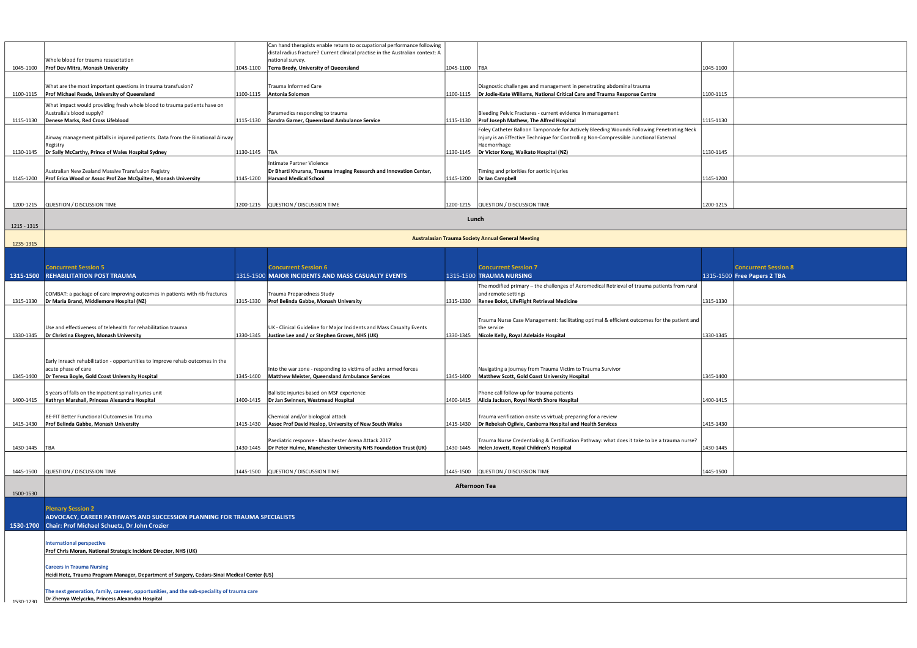| | | | | | | | |
|---|---|---|---|---|---|---|---|
| 1045-1100 | Whole blood for trauma resuscitation **Prof Dev Mitra, Monash University** | 1045-1100 | Can hand therapists enable return to occupational performance following distal radius fracture? Current clinical practise in the Australian context: A national survey. **Terra Bredy, University of Queensland** | 1045-1100 | TBA | 1045-1100 | |
| 1100-1115 | What are the most important questions in trauma transfusion? **Prof Michael Reade, University of Queensland** | 1100-1115 | Trauma Informed Care **Antonia Solomon** | 1100-1115 | Diagnostic challenges and management in penetrating abdominal trauma **Dr Jodie-Kate Williams, National Critical Care and Trauma Response Centre** | 1100-1115 | |
| 1115-1130 | What impact would providing fresh whole blood to trauma patients have on Australia's blood supply? **Denese Marks, Red Cross Lifeblood** | 1115-1130 | Paramedics responding to trauma **Sandra Garner, Queensland Ambulance Service** | 1115-1130 | Bleeding Pelvic Fractures - current evidence in management **Prof Joseph Mathew, The Alfred Hospital** | 1115-1130 | |
| 1130-1145 | Airway management pitfalls in injured patients. Data from the Binational Airway Registry **Dr Sally McCarthy, Prince of Wales Hospital Sydney** | 1130-1145 | TBA | 1130-1145 | Foley Catheter Balloon Tamponade for Actively Bleeding Wounds Following Penetrating Neck Injury is an Effective Technique for Controlling Non-Compressible Junctional External Haemorrhage **Dr Victor Kong, Waikato Hospital (NZ)** | 1130-1145 | |
| 1145-1200 | Australian New Zealand Massive Transfusion Registry **Prof Erica Wood or Assoc Prof Zoe McQuilten, Monash University** | 1145-1200 | Intimate Partner Violence **Dr Bharti Khurana, Trauma Imaging Research and Innovation Center, Harvard Medical School** | 1145-1200 | Timing and priorities for aortic injuries **Dr Ian Campbell** | 1145-1200 | |
| 1200-1215 | QUESTION / DISCUSSION TIME | 1200-1215 | QUESTION / DISCUSSION TIME | 1200-1215 | QUESTION / DISCUSSION TIME | 1200-1215 | |
| 1215 - 1315 | **Lunch** | | | | | | |
| 1235-1315 | **Australasian Trauma Society Annual General Meeting** | | | | | | |
| **1315-1500** | **Concurrent Session 5** **REHABILITATION POST TRAUMA** | **1315-1500** | **Concurrent Session 6** **MAJOR INCIDENTS AND MASS CASUALTY EVENTS** | **1315-1500** | **Concurrent Session 7** **TRAUMA NURSING** | **1315-1500** | **Concurrent Session 8** **Free Papers 2 TBA** |
| 1315-1330 | COMBAT: a package of care improving outcomes in patients with rib fractures **Dr Maria Brand, Middlemore Hospital (NZ)** | 1315-1330 | Trauma Preparedness Study **Prof Belinda Gabbe, Monash University** | 1315-1330 | The modified primary – the challenges of Aeromedical Retrieval of trauma patients from rural and remote settings **Renee Bolot, LifeFlight Retrieval Medicine** | 1315-1330 | |
| 1330-1345 | Use and effectiveness of telehealth for rehabilitation trauma **Dr Christina Ekegren, Monash University** | 1330-1345 | UK - Clinical Guideline for Major Incidents and Mass Casualty Events **Justine Lee and / or Stephen Groves, NHS (UK)** | 1330-1345 | Trauma Nurse Case Management: facilitating optimal & efficient outcomes for the patient and the service **Nicole Kelly, Royal Adelaide Hospital** | 1330-1345 | |
| 1345-1400 | Early inreach rehabilitation - opportunities to improve rehab outcomes in the acute phase of care **Dr Teresa Boyle, Gold Coast University Hospital** | 1345-1400 | Into the war zone - responding to victims of active armed forces **Matthew Meister, Queensland Ambulance Services** | 1345-1400 | Navigating a journey from Trauma Victim to Trauma Survivor **Matthew Scott, Gold Coast University Hospital** | 1345-1400 | |
| 1400-1415 | 5 years of falls on the inpatient spinal injuries unit **Kathryn Marshall, Princess Alexandra Hospital** | 1400-1415 | Ballistic injuries based on MSF experience **Dr Jan Swinnen, Westmead Hospital** | 1400-1415 | Phone call follow-up for trauma patients **Alicia Jackson, Royal North Shore Hospital** | 1400-1415 | |
| 1415-1430 | BE-FIT Better Functional Outcomes in Trauma **Prof Belinda Gabbe, Monash University** | 1415-1430 | Chemical and/or biological attack **Assoc Prof David Heslop, University of New South Wales** | 1415-1430 | Trauma verification onsite vs virtual; preparing for a review **Dr Rebekah Ogilvie, Canberra Hospital and Health Services** | 1415-1430 | |
| 1430-1445 | TBA | 1430-1445 | Paediatric response - Manchester Arena Attack 2017 **Dr Peter Hulme, Manchester University NHS Foundation Trust (UK)** | 1430-1445 | Trauma Nurse Credentialing & Certification Pathway: what does it take to be a trauma nurse? **Helen Jowett, Royal Children's Hospital** | 1430-1445 | |
| 1445-1500 | QUESTION / DISCUSSION TIME | 1445-1500 | QUESTION / DISCUSSION TIME | 1445-1500 | QUESTION / DISCUSSION TIME | 1445-1500 | |
| 1500-1530 | **Afternoon Tea** | | | | | | |
| **1530-1700** | **Plenary Session 2** **ADVOCACY, CAREER PATHWAYS AND SUCCESSION PLANNING FOR TRAUMA SPECIALISTS** **Chair: Prof Michael Schuetz, Dr John Crozier** | | | | | | |
| | **International perspective** **Prof Chris Moran, National Strategic Incident Director, NHS (UK)** | | | | | | |
| | **Careers in Trauma Nursing** **Heidi Hotz, Trauma Program Manager, Department of Surgery, Cedars-Sinai Medical Center (US)** | | | | | | |
| 1530-1730 | **The next generation, family, careeer, opportunities, and the sub-speciality of trauma care** **Dr Zhenya Welyczko, Princess Alexandra Hospital** | | | | | | |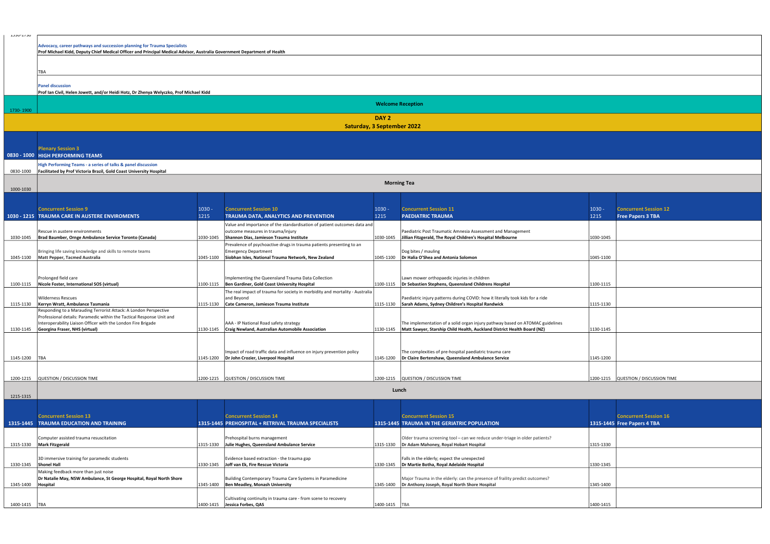1330-1730

**Advocacy, career pathways and succession planning for Trauma Specialists**
**Prof Michael Kidd, Deputy Chief Medical Officer and Principal Medical Advisor, Australia Government Department of Health**

TBA

**Panel discussion**
**Prof Ian Civil, Helen Jowett, and/or Heidi Hotz, Dr Zhenya Welyczko, Prof Michael Kidd**

| 1730- 1900 | **Welcome Reception** |
|---|---|

## DAY 2
## Saturday, 3 September 2022

| Time | Session |
|---|---|
| 0830 - 1000 | **Plenary Session 3** **HIGH PERFORMING TEAMS** |
| 0830-1000 | **High Performing Teams - a series of talks & panel discussion** **Facilitated by Prof Victoria Brazil, Gold Coast University Hospital** |
| 1000-1030 | **Morning Tea** |

| Time | Concurrent Session 9: TRAUMA CARE IN AUSTERE ENVIROMENTS | Time | Concurrent Session 10: TRAUMA DATA, ANALYTICS AND PREVENTION | Time | Concurrent Session 11: PAEDIATRIC TRAUMA | Time | Concurrent Session 12: Free Papers 3 TBA |
|---|---|---|---|---|---|---|---|
| 1030 - 1215 | | 1030 - 1215 | | 1030 - 1215 | | 1030 - 1215 | |
| 1030-1045 | Rescue in austere environments **Brad Baumber, Ornge Ambulance Service Toronto (Canada)** | 1030-1045 | Value and importance of the standardisation of patient outcomes data and outcome measures in trauma/injury **Shannon Dias, Jamieson Trauma Institute** | 1030-1045 | Paediatric Post Traumatic Amnesia Assessment and Management **Jillian Fitzgerald, The Royal Children's Hospital Melbourne** | 1030-1045 | |
| 1045-1100 | Bringing life saving knowledge and skills to remote teams **Matt Pepper, Tacmed Australia** | 1045-1100 | Prevalence of psychoactive drugs in trauma patients presenting to an Emergency Department **Siobhan Isles, National Trauma Network, New Zealand** | 1045-1100 | Dog bites / mauling **Dr Halia O'Shea and Antonia Solomon** | 1045-1100 | |
| 1100-1115 | Prolonged field care **Nicole Foster, International SOS (virtual)** | 1100-1115 | Implementing the Queensland Trauma Data Collection **Ben Gardiner, Gold Coast University Hospital** | 1100-1115 | Lawn mower orthopaedic injuries in children **Dr Sebastien Stephens, Queensland Childrens Hospital** | 1100-1115 | |
| 1115-1130 | Wilderness Rescues **Kerryn Wratt, Ambulance Tasmania** | 1115-1130 | The real impact of trauma for society in morbidity and mortality - Australia and Beyond **Cate Cameron, Jamieson Trauma Institute** | 1115-1130 | Paediatric injury patterns during COVID: how it literally took kids for a ride **Sarah Adams, Sydney Children's Hospital Randwick** | 1115-1130 | |
| 1130-1145 | Responding to a Marauding Terrorist Attack: A London Perspective Professional details: Paramedic within the Tactical Response Unit and Interoperability Liaison Officer with the London Fire Brigade **Georgina Fraser, NHS (virtual)** | 1130-1145 | AAA - IP National Road safety strategy **Craig Newland, Australian Automobile Association** | 1130-1145 | The implementation of a solid organ injury pathway based on ATOMAC guidelines **Matt Sawyer, Starship Child Health, Auckland District Health Board (NZ)** | 1130-1145 | |
| 1145-1200 | TBA | 1145-1200 | Impact of road traffic data and influence on injury prevention policy **Dr John Crozier, Liverpool Hospital** | 1145-1200 | The complexities of pre-hospital paediatric trauma care **Dr Claire Bertenshaw, Queensland Ambulance Service** | 1145-1200 | |
| 1200-1215 | QUESTION / DISCUSSION TIME | 1200-1215 | QUESTION / DISCUSSION TIME | 1200-1215 | QUESTION / DISCUSSION TIME | 1200-1215 | QUESTION / DISCUSSION TIME |

| 1215-1315 | **Lunch** |
|---|---|

| Time | Concurrent Session 13: TRAUMA EDUCATION AND TRAINING | Time | Concurrent Session 14: PREHOSPITAL + RETRIVAL TRAUMA SPECIALISTS | Time | Concurrent Session 15: TRAUMA IN THE GERIATRIC POPULATION | Time | Concurrent Session 16: Free Papers 4 TBA |
|---|---|---|---|---|---|---|---|
| 1315-1445 | | 1315-1445 | | 1315-1445 | | 1315-1445 | |
| 1315-1330 | Computer assisted trauma resuscitation **Mark Fitzgerald** | 1315-1330 | Prehospital burns management **Julie Hughes, Queensland Ambulance Service** | 1315-1330 | Older trauma screening tool – can we reduce under-triage in older patients? **Dr Adam Mahoney, Royal Hobart Hospital** | 1315-1330 | |
| 1330-1345 | 3D immersive training for paramedic students **Shonel Hall** | 1330-1345 | Evidence based extraction - the trauma gap **Joff van Ek, Fire Rescue Victoria** | 1330-1345 | Falls in the elderly; expect the unexpected **Dr Martie Botha, Royal Adelaide Hospital** | 1330-1345 | |
| 1345-1400 | Making feedback more than just noise **Dr Natalie May, NSW Ambulance, St George Hospital, Royal North Shore Hospital** | 1345-1400 | Building Contemporary Trauma Care Systems in Paramedicine **Ben Meadley, Monash University** | 1345-1400 | Major Trauma in the elderly: can the presence of frailty predict outcomes? **Dr Anthony Joseph, Royal North Shore Hospital** | 1345-1400 | |
| 1400-1415 | TBA | 1400-1415 | Cultivating continuity in trauma care - from scene to recovery **Jessica Forbes, QAS** | 1400-1415 | TBA | 1400-1415 | |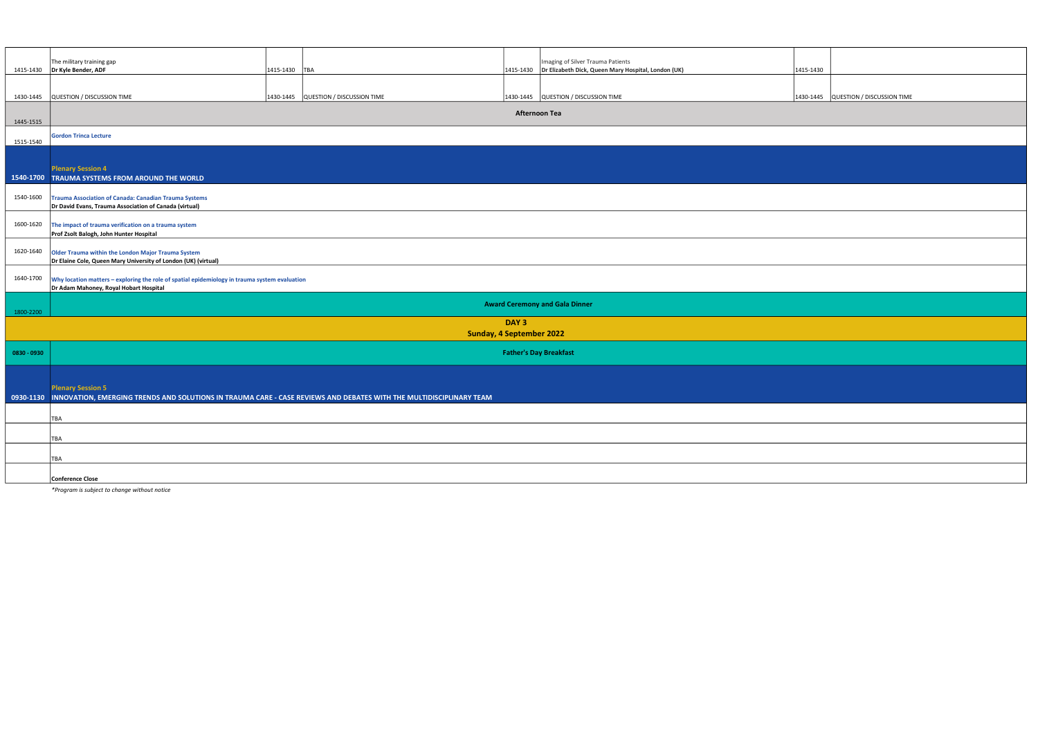| | | | | | | | |
|---|---|---|---|---|---|---|---|
| 1415-1430 | The military training gap<br>**Dr Kyle Bender, ADF** | 1415-1430 | TBA | 1415-1430 | Imaging of Silver Trauma Patients<br>**Dr Elizabeth Dick, Queen Mary Hospital, London (UK)** | 1415-1430 | |
| 1430-1445 | QUESTION / DISCUSSION TIME | 1430-1445 | QUESTION / DISCUSSION TIME | 1430-1445 | QUESTION / DISCUSSION TIME | 1430-1445 | QUESTION / DISCUSSION TIME |
| 1445-1515 | **Afternoon Tea** | | | | | | |
| 1515-1540 | **Gordon Trinca Lecture** | | | | | | |
| **1540-1700** | **Plenary Session 4**<br>**TRAUMA SYSTEMS FROM AROUND THE WORLD** | | | | | | |
| 1540-1600 | **Trauma Association of Canada: Canadian Trauma Systems**<br>**Dr David Evans, Trauma Association of Canada (virtual)** | | | | | | |
| 1600-1620 | **The impact of trauma verification on a trauma system**<br>**Prof Zsolt Balogh, John Hunter Hospital** | | | | | | |
| 1620-1640 | **Older Trauma within the London Major Trauma System**<br>**Dr Elaine Cole, Queen Mary University of London (UK) (virtual)** | | | | | | |
| 1640-1700 | **Why location matters – exploring the role of spatial epidemiology in trauma system evaluation**<br>**Dr Adam Mahoney, Royal Hobart Hospital** | | | | | | |
| 1800-2200 | **Award Ceremony and Gala Dinner** | | | | | | |
| | **DAY 3**<br>**Sunday, 4 September 2022** | | | | | | |
| **0830 - 0930** | **Father's Day Breakfast** | | | | | | |
| **0930-1130** | **Plenary Session 5**<br>**INNOVATION, EMERGING TRENDS AND SOLUTIONS IN TRAUMA CARE - CASE REVIEWS AND DEBATES WITH THE MULTIDISCIPLINARY TEAM** | | | | | | |
| | TBA | | | | | | |
| | TBA | | | | | | |
| | TBA | | | | | | |
| | **Conference Close** | | | | | | |

*\*Program is subject to change without notice*